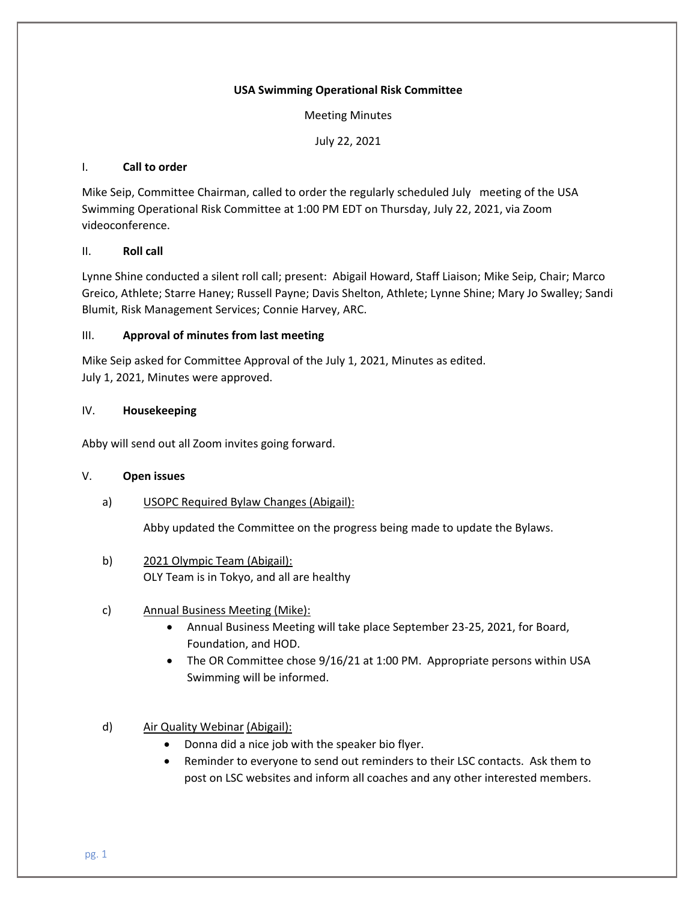**USA Swimming Operational Risk Committee**

Meeting Minutes

July 22, 2021

## I. Call to order

Mike Seip, Committee Chairman, called to order the regularly scheduled July meeting of the USA Swimming Operational Risk Committee at 1:00 PM EDT on Thursday, July 22, 2021, via Zoom videoconference.

## II. Roll call

Lynne Shine conducted a silent roll call; present: Abigail Howard, Staff Liaison; Mike Seip, Chair; Marco Greico, Athlete; Starre Haney; Russell Payne; Davis Shelton, Athlete; Lynne Shine; Mary Jo Swalley; Sandi Blumit, Risk Management Services; Connie Harvey, ARC.

## III. Approval of minutes from last meeting

Mike Seip asked for Committee Approval of the July 1, 2021, Minutes as edited.
July 1, 2021, Minutes were approved.

## IV. Housekeeping

Abby will send out all Zoom invites going forward.

## V. Open issues

a) USOPC Required Bylaw Changes (Abigail):

Abby updated the Committee on the progress being made to update the Bylaws.

b) 2021 Olympic Team (Abigail):
OLY Team is in Tokyo, and all are healthy

c) Annual Business Meeting (Mike):

- Annual Business Meeting will take place September 23-25, 2021, for Board, Foundation, and HOD.
- The OR Committee chose 9/16/21 at 1:00 PM. Appropriate persons within USA Swimming will be informed.

d) Air Quality Webinar (Abigail):

- Donna did a nice job with the speaker bio flyer.
- Reminder to everyone to send out reminders to their LSC contacts. Ask them to post on LSC websites and inform all coaches and any other interested members.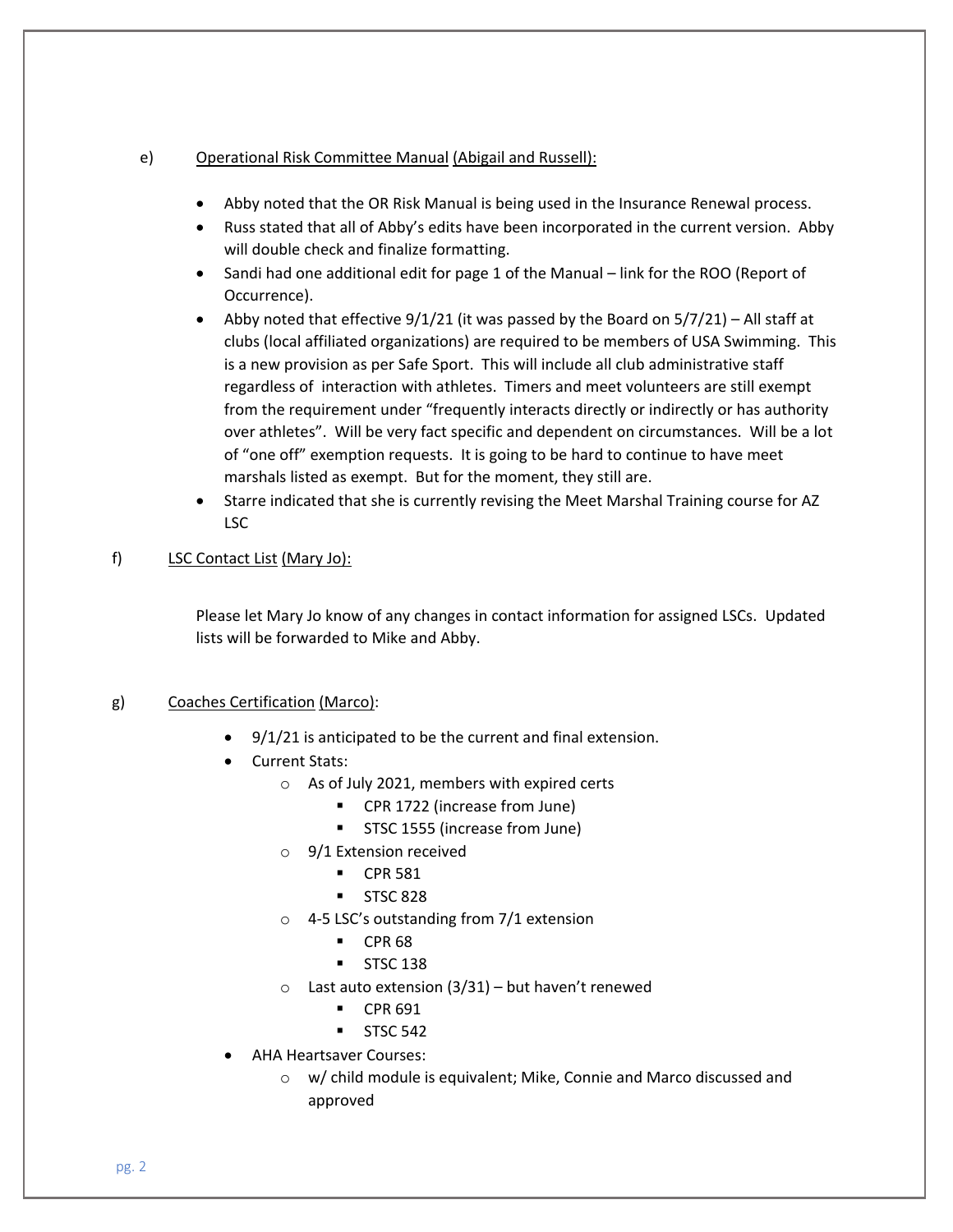e) <u>Operational Risk Committee Manual</u> <u>(Abigail and Russell):</u>

- Abby noted that the OR Risk Manual is being used in the Insurance Renewal process.
- Russ stated that all of Abby's edits have been incorporated in the current version. Abby will double check and finalize formatting.
- Sandi had one additional edit for page 1 of the Manual – link for the ROO (Report of Occurrence).
- Abby noted that effective 9/1/21 (it was passed by the Board on 5/7/21) – All staff at clubs (local affiliated organizations) are required to be members of USA Swimming. This is a new provision as per Safe Sport. This will include all club administrative staff regardless of interaction with athletes. Timers and meet volunteers are still exempt from the requirement under "frequently interacts directly or indirectly or has authority over athletes". Will be very fact specific and dependent on circumstances. Will be a lot of "one off" exemption requests. It is going to be hard to continue to have meet marshals listed as exempt. But for the moment, they still are.
- Starre indicated that she is currently revising the Meet Marshal Training course for AZ LSC

f) <u>LSC Contact List</u> <u>(Mary Jo):</u>

Please let Mary Jo know of any changes in contact information for assigned LSCs. Updated lists will be forwarded to Mike and Abby.

g) <u>Coaches Certification</u> <u>(Marco)</u>:

- 9/1/21 is anticipated to be the current and final extension.
- Current Stats:
  - As of July 2021, members with expired certs
    - CPR 1722 (increase from June)
    - STSC 1555 (increase from June)
  - 9/1 Extension received
    - CPR 581
    - STSC 828
  - 4-5 LSC's outstanding from 7/1 extension
    - CPR 68
    - STSC 138
  - Last auto extension (3/31) – but haven't renewed
    - CPR 691
    - STSC 542
- AHA Heartsaver Courses:
  - w/ child module is equivalent; Mike, Connie and Marco discussed and approved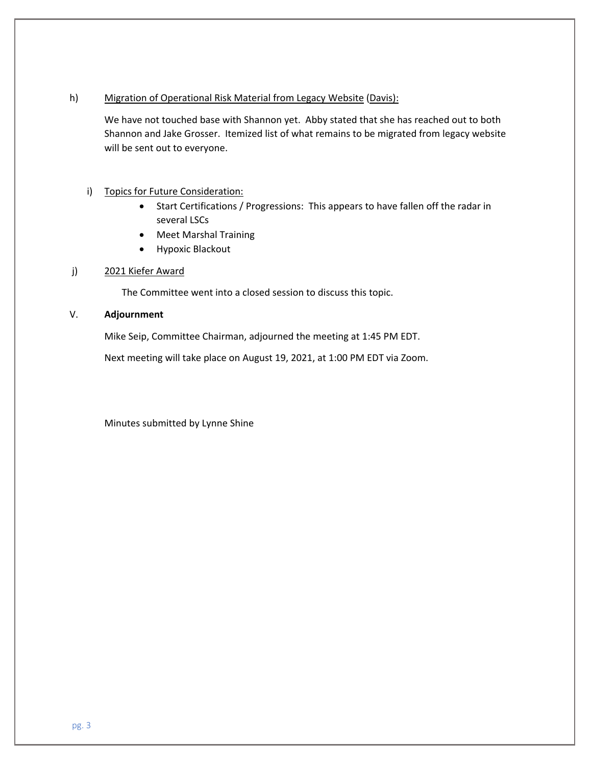h) Migration of Operational Risk Material from Legacy Website (Davis):

We have not touched base with Shannon yet. Abby stated that she has reached out to both Shannon and Jake Grosser. Itemized list of what remains to be migrated from legacy website will be sent out to everyone.

i) Topics for Future Consideration:

- Start Certifications / Progressions: This appears to have fallen off the radar in several LSCs
- Meet Marshal Training
- Hypoxic Blackout

j) 2021 Kiefer Award

The Committee went into a closed session to discuss this topic.

V. **Adjournment**

Mike Seip, Committee Chairman, adjourned the meeting at 1:45 PM EDT.

Next meeting will take place on August 19, 2021, at 1:00 PM EDT via Zoom.

Minutes submitted by Lynne Shine